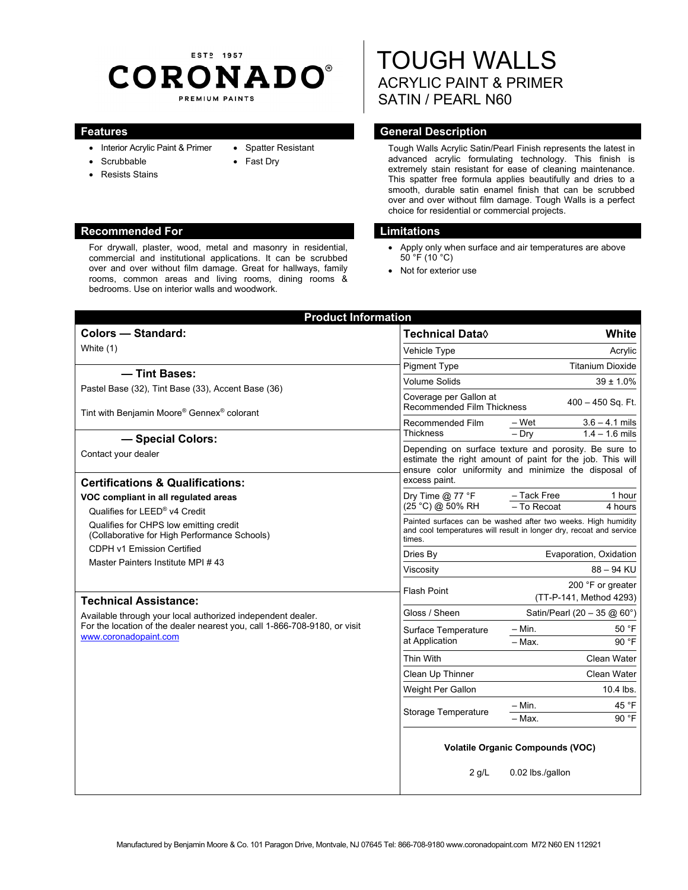ESTD 1957

# CORONADO®

PREMIUM PAINTS

# TOUGH WALLS

## ACRYLIC PAINT & PRIMER
## SATIN / PEARL N60

## Features

- Interior Acrylic Paint & Primer
- Scrubbable
- Resists Stains
- Spatter Resistant
- Fast Dry

## General Description

Tough Walls Acrylic Satin/Pearl Finish represents the latest in advanced acrylic formulating technology. This finish is extremely stain resistant for ease of cleaning maintenance. This spatter free formula applies beautifully and dries to a smooth, durable satin enamel finish that can be scrubbed over and over without film damage. Tough Walls is a perfect choice for residential or commercial projects.

## Recommended For

For drywall, plaster, wood, metal and masonry in residential, commercial and institutional applications. It can be scrubbed over and over without film damage. Great for hallways, family rooms, common areas and living rooms, dining rooms & bedrooms. Use on interior walls and woodwork.

## Limitations

- Apply only when surface and air temperatures are above 50 °F (10 °C)
- Not for exterior use

## Product Information

### Colors — Standard:

White (1)

### — Tint Bases:

Pastel Base (32), Tint Base (33), Accent Base (36)

Tint with Benjamin Moore® Gennex® colorant

### — Special Colors:

Contact your dealer

### Certifications & Qualifications:

**VOC compliant in all regulated areas**

Qualifies for LEED® v4 Credit

Qualifies for CHPS low emitting credit (Collaborative for High Performance Schools)

CDPH v1 Emission Certified

Master Painters Institute MPI # 43

### Technical Assistance:

Available through your local authorized independent dealer.
For the location of the dealer nearest you, call 1-866-708-9180, or visit www.coronadopaint.com

| Technical Data◊ | | White |
|---|---|---|
| Vehicle Type | | Acrylic |
| Pigment Type | | Titanium Dioxide |
| Volume Solids | | 39 ± 1.0% |
| Coverage per Gallon at Recommended Film Thickness | | 400 – 450 Sq. Ft. |
| Recommended Film Thickness | – Wet | 3.6 – 4.1 mils |
| | – Dry | 1.4 – 1.6 mils |
| Depending on surface texture and porosity. Be sure to estimate the right amount of paint for the job. This will ensure color uniformity and minimize the disposal of excess paint. | | |
| Dry Time @ 77 °F (25 °C) @ 50% RH | – Tack Free | 1 hour |
| | – To Recoat | 4 hours |
| Painted surfaces can be washed after two weeks. High humidity and cool temperatures will result in longer dry, recoat and service times. | | |
| Dries By | | Evaporation, Oxidation |
| Viscosity | | 88 – 94 KU |
| Flash Point | | 200 °F or greater (TT-P-141, Method 4293) |
| Gloss / Sheen | | Satin/Pearl (20 – 35 @ 60°) |
| Surface Temperature at Application | – Min. | 50 °F |
| | – Max. | 90 °F |
| Thin With | | Clean Water |
| Clean Up Thinner | | Clean Water |
| Weight Per Gallon | | 10.4 lbs. |
| Storage Temperature | – Min. | 45 °F |
| | – Max. | 90 °F |

**Volatile Organic Compounds (VOC)**

2 g/L    0.02 lbs./gallon

Manufactured by Benjamin Moore & Co. 101 Paragon Drive, Montvale, NJ 07645 Tel: 866-708-9180 www.coronadopaint.com M72 N60 EN 112921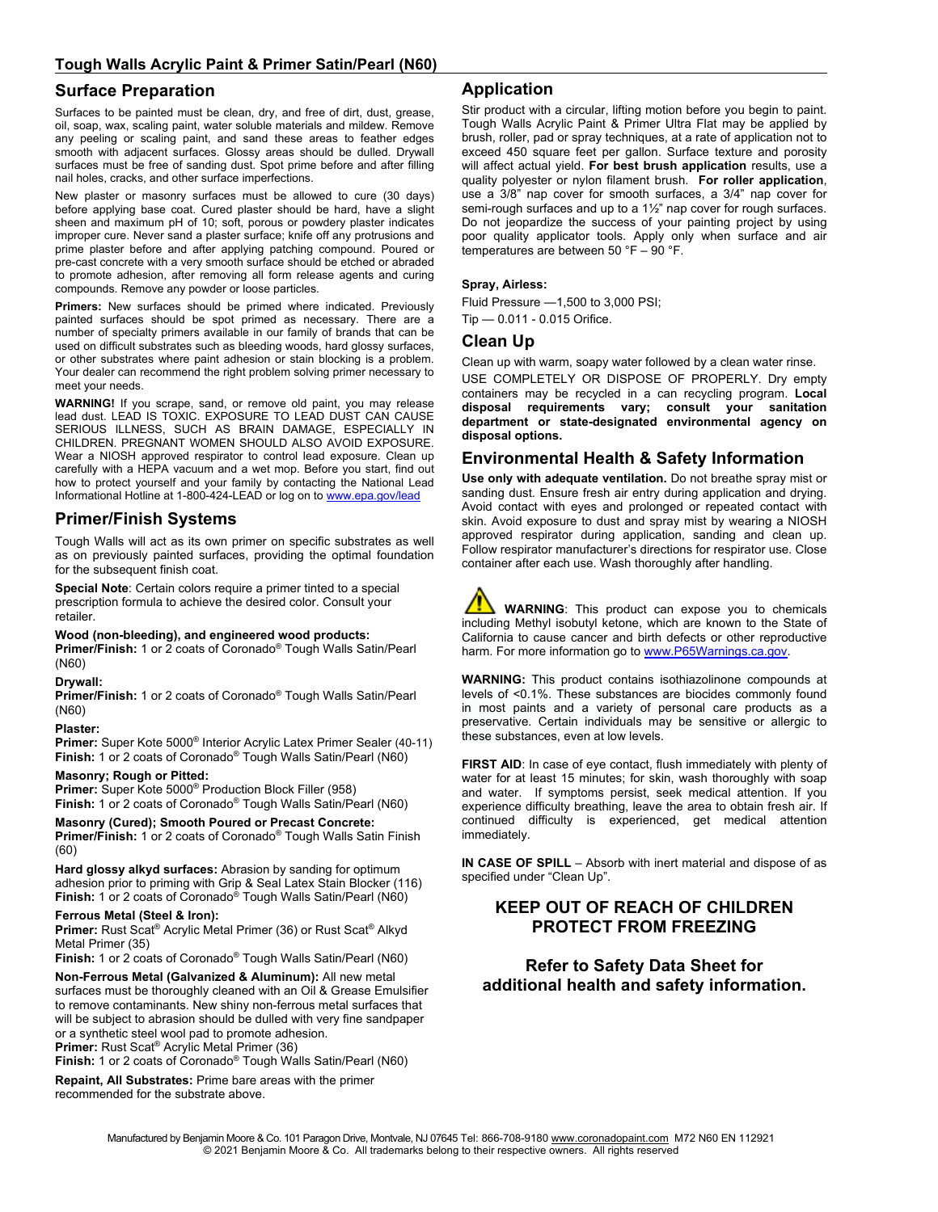# Tough Walls Acrylic Paint & Primer Satin/Pearl (N60)

## Surface Preparation

Surfaces to be painted must be clean, dry, and free of dirt, dust, grease, oil, soap, wax, scaling paint, water soluble materials and mildew. Remove any peeling or scaling paint, and sand these areas to feather edges smooth with adjacent surfaces. Glossy areas should be dulled. Drywall surfaces must be free of sanding dust. Spot prime before and after filling nail holes, cracks, and other surface imperfections.

New plaster or masonry surfaces must be allowed to cure (30 days) before applying base coat. Cured plaster should be hard, have a slight sheen and maximum pH of 10; soft, porous or powdery plaster indicates improper cure. Never sand a plaster surface; knife off any protrusions and prime plaster before and after applying patching compound. Poured or pre-cast concrete with a very smooth surface should be etched or abraded to promote adhesion, after removing all form release agents and curing compounds. Remove any powder or loose particles.

**Primers:** New surfaces should be primed where indicated. Previously painted surfaces should be spot primed as necessary. There are a number of specialty primers available in our family of brands that can be used on difficult substrates such as bleeding woods, hard glossy surfaces, or other substrates where paint adhesion or stain blocking is a problem. Your dealer can recommend the right problem solving primer necessary to meet your needs.

**WARNING!** If you scrape, sand, or remove old paint, you may release lead dust. LEAD IS TOXIC. EXPOSURE TO LEAD DUST CAN CAUSE SERIOUS ILLNESS, SUCH AS BRAIN DAMAGE, ESPECIALLY IN CHILDREN. PREGNANT WOMEN SHOULD ALSO AVOID EXPOSURE. Wear a NIOSH approved respirator to control lead exposure. Clean up carefully with a HEPA vacuum and a wet mop. Before you start, find out how to protect yourself and your family by contacting the National Lead Informational Hotline at 1-800-424-LEAD or log on to www.epa.gov/lead

## Primer/Finish Systems

Tough Walls will act as its own primer on specific substrates as well as on previously painted surfaces, providing the optimal foundation for the subsequent finish coat.

**Special Note**: Certain colors require a primer tinted to a special prescription formula to achieve the desired color. Consult your retailer.

**Wood (non-bleeding), and engineered wood products:**
**Primer/Finish:** 1 or 2 coats of Coronado® Tough Walls Satin/Pearl (N60)

**Drywall:**
**Primer/Finish:** 1 or 2 coats of Coronado® Tough Walls Satin/Pearl (N60)

**Plaster:**
**Primer:** Super Kote 5000® Interior Acrylic Latex Primer Sealer (40-11)
**Finish:** 1 or 2 coats of Coronado® Tough Walls Satin/Pearl (N60)

**Masonry; Rough or Pitted:**
**Primer:** Super Kote 5000® Production Block Filler (958)
**Finish:** 1 or 2 coats of Coronado® Tough Walls Satin/Pearl (N60)

**Masonry (Cured); Smooth Poured or Precast Concrete:**
**Primer/Finish:** 1 or 2 coats of Coronado® Tough Walls Satin Finish (60)

**Hard glossy alkyd surfaces:** Abrasion by sanding for optimum adhesion prior to priming with Grip & Seal Latex Stain Blocker (116)
**Finish:** 1 or 2 coats of Coronado® Tough Walls Satin/Pearl (N60)

**Ferrous Metal (Steel & Iron):**
**Primer:** Rust Scat® Acrylic Metal Primer (36) or Rust Scat® Alkyd Metal Primer (35)
**Finish:** 1 or 2 coats of Coronado® Tough Walls Satin/Pearl (N60)

**Non-Ferrous Metal (Galvanized & Aluminum):** All new metal surfaces must be thoroughly cleaned with an Oil & Grease Emulsifier to remove contaminants. New shiny non-ferrous metal surfaces that will be subject to abrasion should be dulled with very fine sandpaper or a synthetic steel wool pad to promote adhesion.
**Primer:** Rust Scat® Acrylic Metal Primer (36)
**Finish:** 1 or 2 coats of Coronado® Tough Walls Satin/Pearl (N60)

**Repaint, All Substrates:** Prime bare areas with the primer recommended for the substrate above.

## Application

Stir product with a circular, lifting motion before you begin to paint. Tough Walls Acrylic Paint & Primer Ultra Flat may be applied by brush, roller, pad or spray techniques, at a rate of application not to exceed 450 square feet per gallon. Surface texture and porosity will affect actual yield. **For best brush application** results, use a quality polyester or nylon filament brush. **For roller application**, use a 3/8" nap cover for smooth surfaces, a 3/4" nap cover for semi-rough surfaces and up to a 1½" nap cover for rough surfaces. Do not jeopardize the success of your painting project by using poor quality applicator tools. Apply only when surface and air temperatures are between 50 °F – 90 °F.

**Spray, Airless:**

Fluid Pressure —1,500 to 3,000 PSI;

Tip — 0.011 - 0.015 Orifice.

## Clean Up

Clean up with warm, soapy water followed by a clean water rinse.

USE COMPLETELY OR DISPOSE OF PROPERLY. Dry empty containers may be recycled in a can recycling program. **Local disposal requirements vary; consult your sanitation department or state-designated environmental agency on disposal options.**

## Environmental Health & Safety Information

**Use only with adequate ventilation.** Do not breathe spray mist or sanding dust. Ensure fresh air entry during application and drying. Avoid contact with eyes and prolonged or repeated contact with skin. Avoid exposure to dust and spray mist by wearing a NIOSH approved respirator during application, sanding and clean up. Follow respirator manufacturer's directions for respirator use. Close container after each use. Wash thoroughly after handling.

**WARNING**: This product can expose you to chemicals including Methyl isobutyl ketone, which are known to the State of California to cause cancer and birth defects or other reproductive harm. For more information go to www.P65Warnings.ca.gov.

**WARNING:** This product contains isothiazolinone compounds at levels of <0.1%. These substances are biocides commonly found in most paints and a variety of personal care products as a preservative. Certain individuals may be sensitive or allergic to these substances, even at low levels.

**FIRST AID**: In case of eye contact, flush immediately with plenty of water for at least 15 minutes; for skin, wash thoroughly with soap and water. If symptoms persist, seek medical attention. If you experience difficulty breathing, leave the area to obtain fresh air. If continued difficulty is experienced, get medical attention immediately.

**IN CASE OF SPILL** – Absorb with inert material and dispose of as specified under "Clean Up".

**KEEP OUT OF REACH OF CHILDREN**
**PROTECT FROM FREEZING**

**Refer to Safety Data Sheet for additional health and safety information.**

Manufactured by Benjamin Moore & Co. 101 Paragon Drive, Montvale, NJ 07645 Tel: 866-708-9180 www.coronadopaint.com M72 N60 EN 112921
© 2021 Benjamin Moore & Co. All trademarks belong to their respective owners. All rights reserved